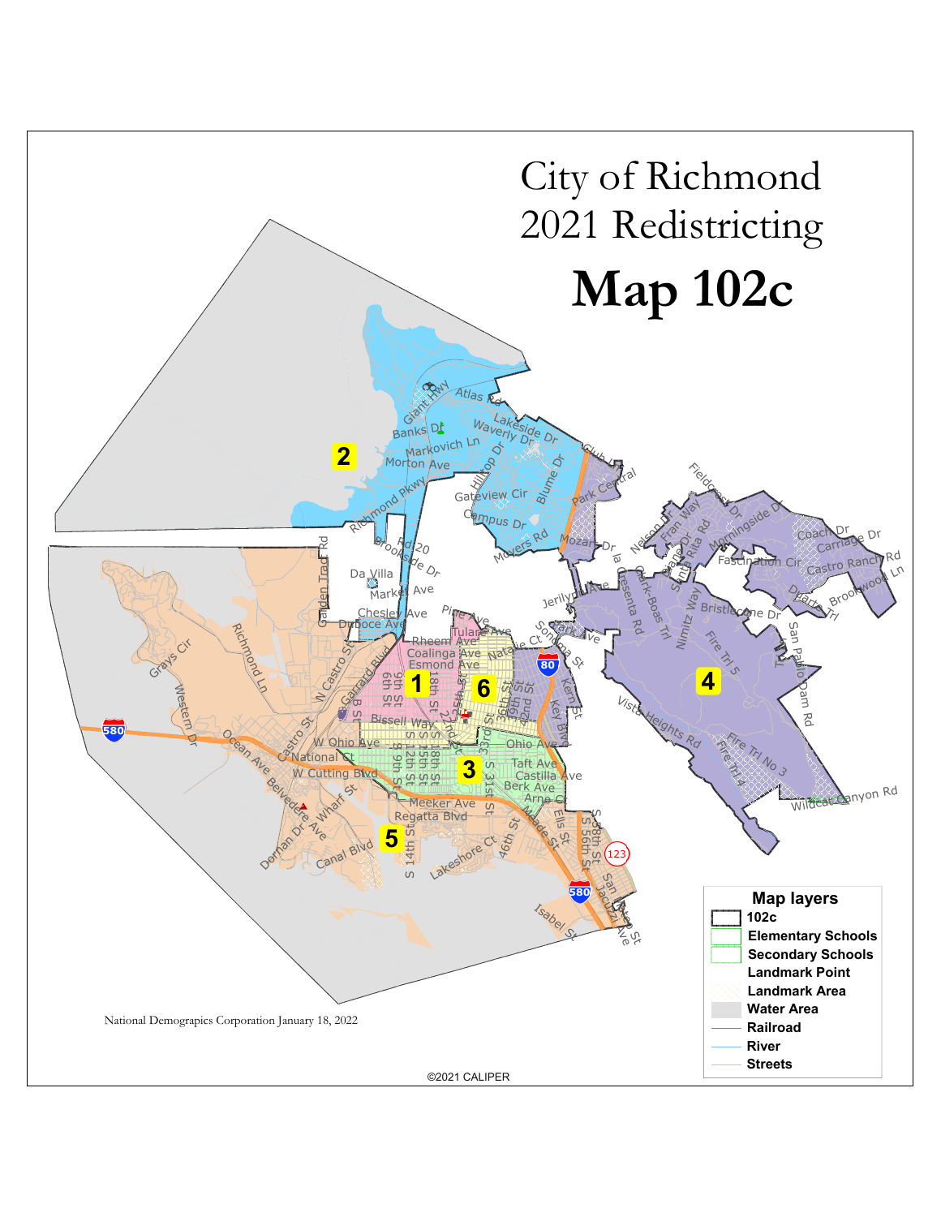# City of Richmond
# 2021 Redistricting

# Map 102c

**Map layers**

- 102c
- Elementary Schools
- Secondary Schools
- Landmark Point
- Landmark Area
- Water Area
- Railroad
- River
- Streets

National Demograpics Corporation January 18, 2022

©2021 CALIPER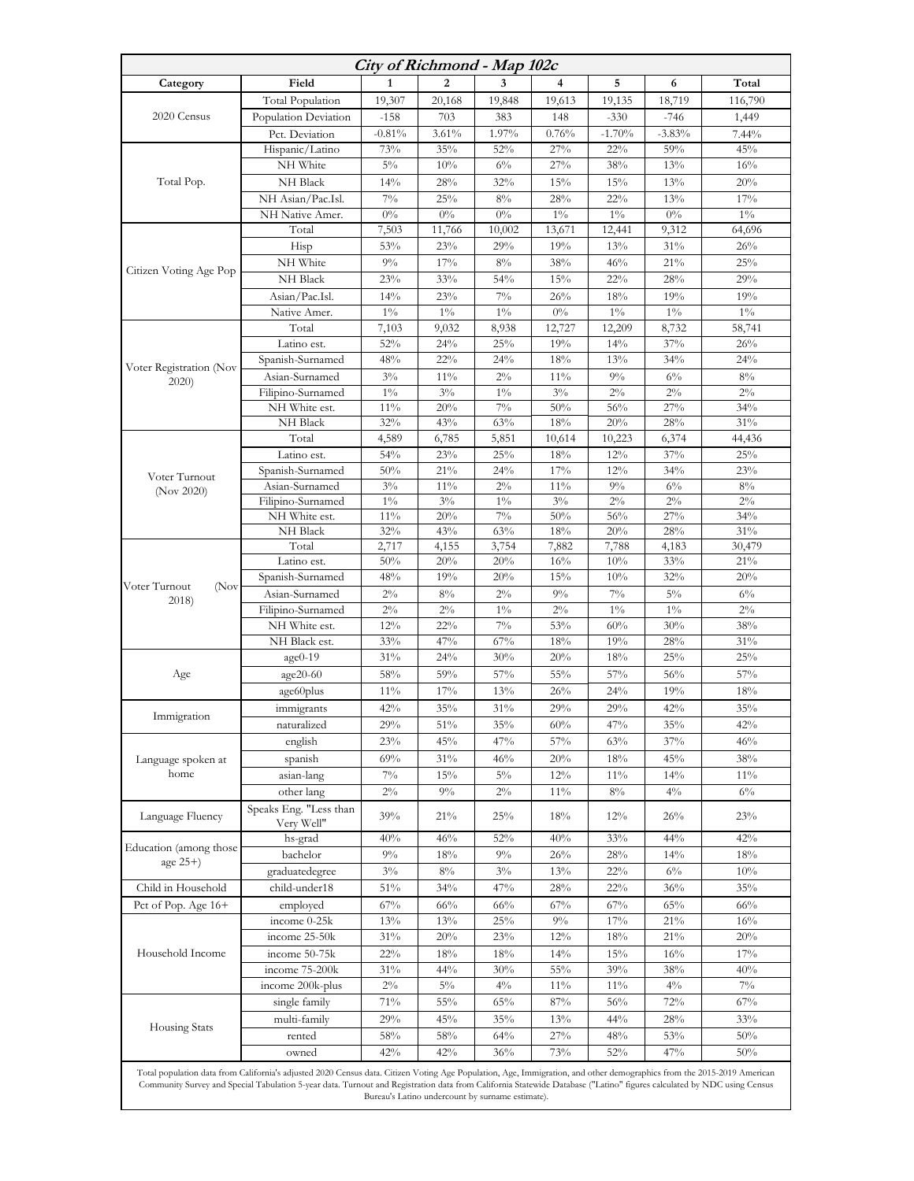| *City of Richmond - Map 102c* | | | | | | | | |
|---|---|---|---|---|---|---|---|---|
| Category | Field | 1 | 2 | 3 | 4 | 5 | 6 | Total |
| 2020 Census | Total Population | 19,307 | 20,168 | 19,848 | 19,613 | 19,135 | 18,719 | 116,790 |
| | Population Deviation | -158 | 703 | 383 | 148 | -330 | -746 | 1,449 |
| | Pct. Deviation | -0.81% | 3.61% | 1.97% | 0.76% | -1.70% | -3.83% | 7.44% |
| Total Pop. | Hispanic/Latino | 73% | 35% | 52% | 27% | 22% | 59% | 45% |
| | NH White | 5% | 10% | 6% | 27% | 38% | 13% | 16% |
| | NH Black | 14% | 28% | 32% | 15% | 15% | 13% | 20% |
| | NH Asian/Pac.Isl. | 7% | 25% | 8% | 28% | 22% | 13% | 17% |
| | NH Native Amer. | 0% | 0% | 0% | 1% | 1% | 0% | 1% |
| Citizen Voting Age Pop | Total | 7,503 | 11,766 | 10,002 | 13,671 | 12,441 | 9,312 | 64,696 |
| | Hisp | 53% | 23% | 29% | 19% | 13% | 31% | 26% |
| | NH White | 9% | 17% | 8% | 38% | 46% | 21% | 25% |
| | NH Black | 23% | 33% | 54% | 15% | 22% | 28% | 29% |
| | Asian/Pac.Isl. | 14% | 23% | 7% | 26% | 18% | 19% | 19% |
| | Native Amer. | 1% | 1% | 1% | 0% | 1% | 1% | 1% |
| Voter Registration (Nov 2020) | Total | 7,103 | 9,032 | 8,938 | 12,727 | 12,209 | 8,732 | 58,741 |
| | Latino est. | 52% | 24% | 25% | 19% | 14% | 37% | 26% |
| | Spanish-Surnamed | 48% | 22% | 24% | 18% | 13% | 34% | 24% |
| | Asian-Surnamed | 3% | 11% | 2% | 11% | 9% | 6% | 8% |
| | Filipino-Surnamed | 1% | 3% | 1% | 3% | 2% | 2% | 2% |
| | NH White est. | 11% | 20% | 7% | 50% | 56% | 27% | 34% |
| | NH Black | 32% | 43% | 63% | 18% | 20% | 28% | 31% |
| Voter Turnout (Nov 2020) | Total | 4,589 | 6,785 | 5,851 | 10,614 | 10,223 | 6,374 | 44,436 |
| | Latino est. | 54% | 23% | 25% | 18% | 12% | 37% | 25% |
| | Spanish-Surnamed | 50% | 21% | 24% | 17% | 12% | 34% | 23% |
| | Asian-Surnamed | 3% | 11% | 2% | 11% | 9% | 6% | 8% |
| | Filipino-Surnamed | 1% | 3% | 1% | 3% | 2% | 2% | 2% |
| | NH White est. | 11% | 20% | 7% | 50% | 56% | 27% | 34% |
| | NH Black | 32% | 43% | 63% | 18% | 20% | 28% | 31% |
| Voter Turnout (Nov 2018) | Total | 2,717 | 4,155 | 3,754 | 7,882 | 7,788 | 4,183 | 30,479 |
| | Latino est. | 50% | 20% | 20% | 16% | 10% | 33% | 21% |
| | Spanish-Surnamed | 48% | 19% | 20% | 15% | 10% | 32% | 20% |
| | Asian-Surnamed | 2% | 8% | 2% | 9% | 7% | 5% | 6% |
| | Filipino-Surnamed | 2% | 2% | 1% | 2% | 1% | 1% | 2% |
| | NH White est. | 12% | 22% | 7% | 53% | 60% | 30% | 38% |
| | NH Black est. | 33% | 47% | 67% | 18% | 19% | 28% | 31% |
| Age | age0-19 | 31% | 24% | 30% | 20% | 18% | 25% | 25% |
| | age20-60 | 58% | 59% | 57% | 55% | 57% | 56% | 57% |
| | age60plus | 11% | 17% | 13% | 26% | 24% | 19% | 18% |
| Immigration | immigrants | 42% | 35% | 31% | 29% | 29% | 42% | 35% |
| | naturalized | 29% | 51% | 35% | 60% | 47% | 35% | 42% |
| Language spoken at home | english | 23% | 45% | 47% | 57% | 63% | 37% | 46% |
| | spanish | 69% | 31% | 46% | 20% | 18% | 45% | 38% |
| | asian-lang | 7% | 15% | 5% | 12% | 11% | 14% | 11% |
| | other lang | 2% | 9% | 2% | 11% | 8% | 4% | 6% |
| Language Fluency | Speaks Eng. "Less than Very Well" | 39% | 21% | 25% | 18% | 12% | 26% | 23% |
| Education (among those age 25+) | hs-grad | 40% | 46% | 52% | 40% | 33% | 44% | 42% |
| | bachelor | 9% | 18% | 9% | 26% | 28% | 14% | 18% |
| | graduatedegree | 3% | 8% | 3% | 13% | 22% | 6% | 10% |
| Child in Household | child-under18 | 51% | 34% | 47% | 28% | 22% | 36% | 35% |
| Pct of Pop. Age 16+ | employed | 67% | 66% | 66% | 67% | 67% | 65% | 66% |
| Household Income | income 0-25k | 13% | 13% | 25% | 9% | 17% | 21% | 16% |
| | income 25-50k | 31% | 20% | 23% | 12% | 18% | 21% | 20% |
| | income 50-75k | 22% | 18% | 18% | 14% | 15% | 16% | 17% |
| | income 75-200k | 31% | 44% | 30% | 55% | 39% | 38% | 40% |
| | income 200k-plus | 2% | 5% | 4% | 11% | 11% | 4% | 7% |
| Housing Stats | single family | 71% | 55% | 65% | 87% | 56% | 72% | 67% |
| | multi-family | 29% | 45% | 35% | 13% | 44% | 28% | 33% |
| | rented | 58% | 58% | 64% | 27% | 48% | 53% | 50% |
| | owned | 42% | 42% | 36% | 73% | 52% | 47% | 50% |

Total population data from California's adjusted 2020 Census data. Citizen Voting Age Population, Age, Immigration, and other demographics from the 2015-2019 American Community Survey and Special Tabulation 5-year data. Turnout and Registration data from California Statewide Database ("Latino" figures calculated by NDC using Census Bureau's Latino undercount by surname estimate).